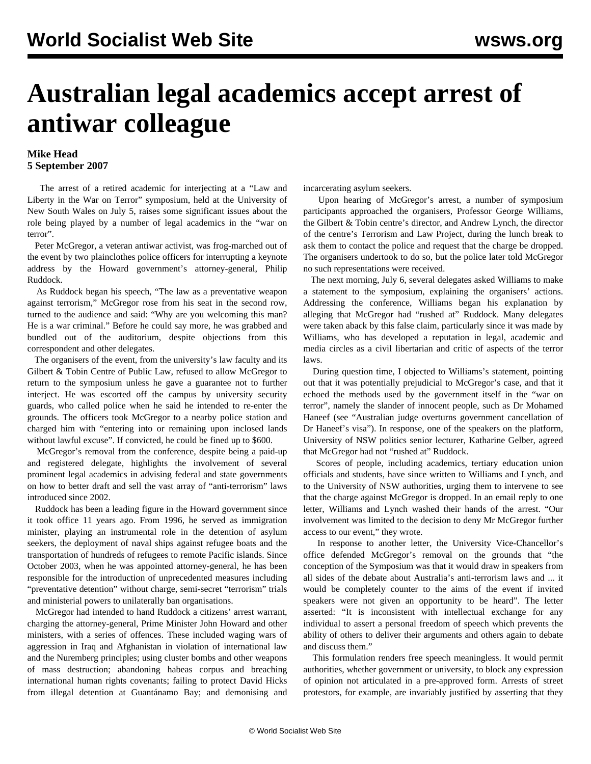# Australian legal academics accept arrest of antiwar colleague

**Mike Head**
**5 September 2007**

The arrest of a retired academic for interjecting at a "Law and Liberty in the War on Terror" symposium, held at the University of New South Wales on July 5, raises some significant issues about the role being played by a number of legal academics in the "war on terror".

Peter McGregor, a veteran antiwar activist, was frog-marched out of the event by two plainclothes police officers for interrupting a keynote address by the Howard government's attorney-general, Philip Ruddock.

As Ruddock began his speech, "The law as a preventative weapon against terrorism," McGregor rose from his seat in the second row, turned to the audience and said: "Why are you welcoming this man? He is a war criminal." Before he could say more, he was grabbed and bundled out of the auditorium, despite objections from this correspondent and other delegates.

The organisers of the event, from the university's law faculty and its Gilbert & Tobin Centre of Public Law, refused to allow McGregor to return to the symposium unless he gave a guarantee not to further interject. He was escorted off the campus by university security guards, who called police when he said he intended to re-enter the grounds. The officers took McGregor to a nearby police station and charged him with "entering into or remaining upon inclosed lands without lawful excuse". If convicted, he could be fined up to $600.

McGregor's removal from the conference, despite being a paid-up and registered delegate, highlights the involvement of several prominent legal academics in advising federal and state governments on how to better draft and sell the vast array of "anti-terrorism" laws introduced since 2002.

Ruddock has been a leading figure in the Howard government since it took office 11 years ago. From 1996, he served as immigration minister, playing an instrumental role in the detention of asylum seekers, the deployment of naval ships against refugee boats and the transportation of hundreds of refugees to remote Pacific islands. Since October 2003, when he was appointed attorney-general, he has been responsible for the introduction of unprecedented measures including "preventative detention" without charge, semi-secret "terrorism" trials and ministerial powers to unilaterally ban organisations.

McGregor had intended to hand Ruddock a citizens' arrest warrant, charging the attorney-general, Prime Minister John Howard and other ministers, with a series of offences. These included waging wars of aggression in Iraq and Afghanistan in violation of international law and the Nuremberg principles; using cluster bombs and other weapons of mass destruction; abandoning habeas corpus and breaching international human rights covenants; failing to protect David Hicks from illegal detention at Guantánamo Bay; and demonising and incarcerating asylum seekers.

Upon hearing of McGregor's arrest, a number of symposium participants approached the organisers, Professor George Williams, the Gilbert & Tobin centre's director, and Andrew Lynch, the director of the centre's Terrorism and Law Project, during the lunch break to ask them to contact the police and request that the charge be dropped. The organisers undertook to do so, but the police later told McGregor no such representations were received.

The next morning, July 6, several delegates asked Williams to make a statement to the symposium, explaining the organisers' actions. Addressing the conference, Williams began his explanation by alleging that McGregor had "rushed at" Ruddock. Many delegates were taken aback by this false claim, particularly since it was made by Williams, who has developed a reputation in legal, academic and media circles as a civil libertarian and critic of aspects of the terror laws.

During question time, I objected to Williams's statement, pointing out that it was potentially prejudicial to McGregor's case, and that it echoed the methods used by the government itself in the "war on terror", namely the slander of innocent people, such as Dr Mohamed Haneef (see "Australian judge overturns government cancellation of Dr Haneef's visa"). In response, one of the speakers on the platform, University of NSW politics senior lecturer, Katharine Gelber, agreed that McGregor had not "rushed at" Ruddock.

Scores of people, including academics, tertiary education union officials and students, have since written to Williams and Lynch, and to the University of NSW authorities, urging them to intervene to see that the charge against McGregor is dropped. In an email reply to one letter, Williams and Lynch washed their hands of the arrest. "Our involvement was limited to the decision to deny Mr McGregor further access to our event," they wrote.

In response to another letter, the University Vice-Chancellor's office defended McGregor's removal on the grounds that "the conception of the Symposium was that it would draw in speakers from all sides of the debate about Australia's anti-terrorism laws and ... it would be completely counter to the aims of the event if invited speakers were not given an opportunity to be heard". The letter asserted: "It is inconsistent with intellectual exchange for any individual to assert a personal freedom of speech which prevents the ability of others to deliver their arguments and others again to debate and discuss them."

This formulation renders free speech meaningless. It would permit authorities, whether government or university, to block any expression of opinion not articulated in a pre-approved form. Arrests of street protestors, for example, are invariably justified by asserting that they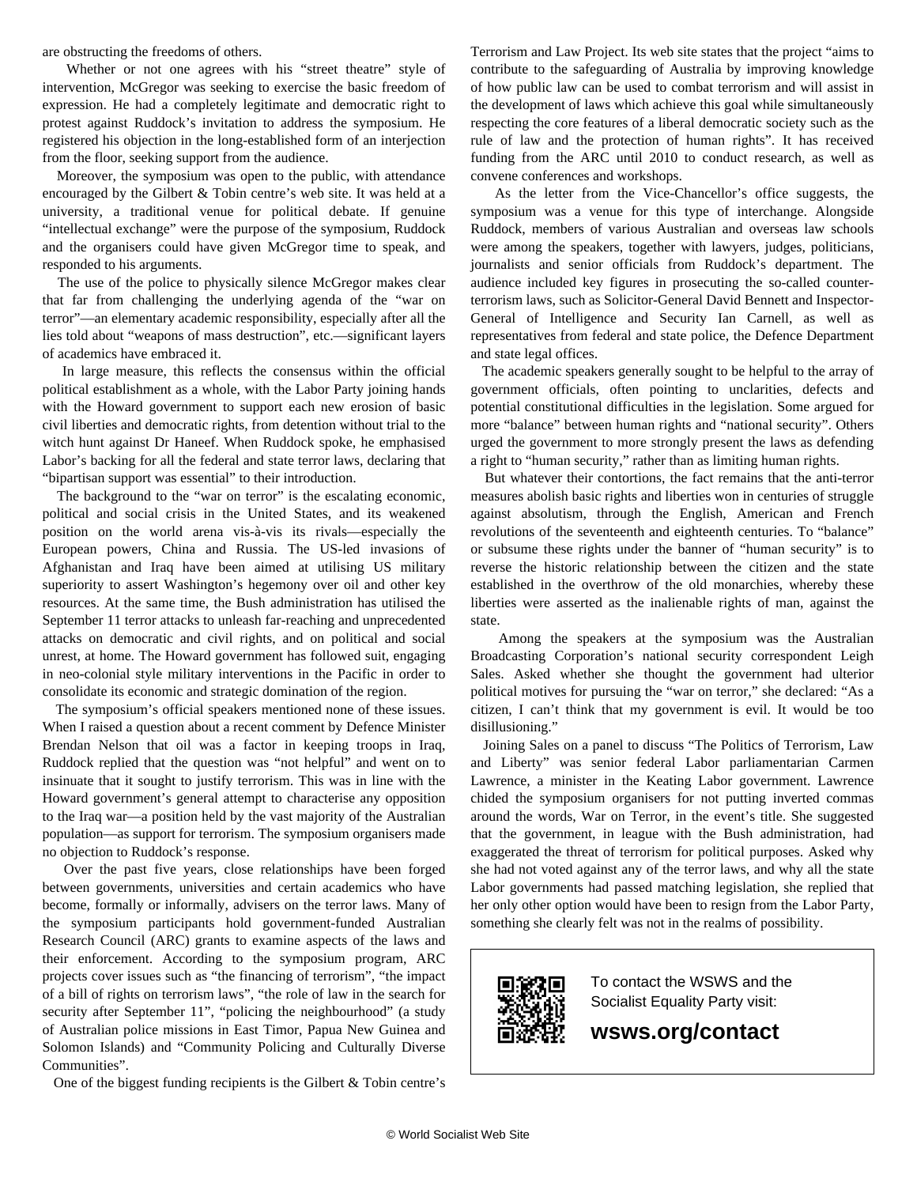are obstructing the freedoms of others.

Whether or not one agrees with his "street theatre" style of intervention, McGregor was seeking to exercise the basic freedom of expression. He had a completely legitimate and democratic right to protest against Ruddock's invitation to address the symposium. He registered his objection in the long-established form of an interjection from the floor, seeking support from the audience.

Moreover, the symposium was open to the public, with attendance encouraged by the Gilbert & Tobin centre's web site. It was held at a university, a traditional venue for political debate. If genuine "intellectual exchange" were the purpose of the symposium, Ruddock and the organisers could have given McGregor time to speak, and responded to his arguments.

The use of the police to physically silence McGregor makes clear that far from challenging the underlying agenda of the "war on terror"—an elementary academic responsibility, especially after all the lies told about "weapons of mass destruction", etc.—significant layers of academics have embraced it.

In large measure, this reflects the consensus within the official political establishment as a whole, with the Labor Party joining hands with the Howard government to support each new erosion of basic civil liberties and democratic rights, from detention without trial to the witch hunt against Dr Haneef. When Ruddock spoke, he emphasised Labor's backing for all the federal and state terror laws, declaring that "bipartisan support was essential" to their introduction.

The background to the "war on terror" is the escalating economic, political and social crisis in the United States, and its weakened position on the world arena vis-à-vis its rivals—especially the European powers, China and Russia. The US-led invasions of Afghanistan and Iraq have been aimed at utilising US military superiority to assert Washington's hegemony over oil and other key resources. At the same time, the Bush administration has utilised the September 11 terror attacks to unleash far-reaching and unprecedented attacks on democratic and civil rights, and on political and social unrest, at home. The Howard government has followed suit, engaging in neo-colonial style military interventions in the Pacific in order to consolidate its economic and strategic domination of the region.

The symposium's official speakers mentioned none of these issues. When I raised a question about a recent comment by Defence Minister Brendan Nelson that oil was a factor in keeping troops in Iraq, Ruddock replied that the question was "not helpful" and went on to insinuate that it sought to justify terrorism. This was in line with the Howard government's general attempt to characterise any opposition to the Iraq war—a position held by the vast majority of the Australian population—as support for terrorism. The symposium organisers made no objection to Ruddock's response.

Over the past five years, close relationships have been forged between governments, universities and certain academics who have become, formally or informally, advisers on the terror laws. Many of the symposium participants hold government-funded Australian Research Council (ARC) grants to examine aspects of the laws and their enforcement. According to the symposium program, ARC projects cover issues such as "the financing of terrorism", "the impact of a bill of rights on terrorism laws", "the role of law in the search for security after September 11", "policing the neighbourhood" (a study of Australian police missions in East Timor, Papua New Guinea and Solomon Islands) and "Community Policing and Culturally Diverse Communities".

One of the biggest funding recipients is the Gilbert & Tobin centre's Terrorism and Law Project. Its web site states that the project "aims to contribute to the safeguarding of Australia by improving knowledge of how public law can be used to combat terrorism and will assist in the development of laws which achieve this goal while simultaneously respecting the core features of a liberal democratic society such as the rule of law and the protection of human rights". It has received funding from the ARC until 2010 to conduct research, as well as convene conferences and workshops.

As the letter from the Vice-Chancellor's office suggests, the symposium was a venue for this type of interchange. Alongside Ruddock, members of various Australian and overseas law schools were among the speakers, together with lawyers, judges, politicians, journalists and senior officials from Ruddock's department. The audience included key figures in prosecuting the so-called counter-terrorism laws, such as Solicitor-General David Bennett and Inspector-General of Intelligence and Security Ian Carnell, as well as representatives from federal and state police, the Defence Department and state legal offices.

The academic speakers generally sought to be helpful to the array of government officials, often pointing to unclarities, defects and potential constitutional difficulties in the legislation. Some argued for more "balance" between human rights and "national security". Others urged the government to more strongly present the laws as defending a right to "human security," rather than as limiting human rights.

But whatever their contortions, the fact remains that the anti-terror measures abolish basic rights and liberties won in centuries of struggle against absolutism, through the English, American and French revolutions of the seventeenth and eighteenth centuries. To "balance" or subsume these rights under the banner of "human security" is to reverse the historic relationship between the citizen and the state established in the overthrow of the old monarchies, whereby these liberties were asserted as the inalienable rights of man, against the state.

Among the speakers at the symposium was the Australian Broadcasting Corporation's national security correspondent Leigh Sales. Asked whether she thought the government had ulterior political motives for pursuing the "war on terror," she declared: "As a citizen, I can't think that my government is evil. It would be too disillusioning."

Joining Sales on a panel to discuss "The Politics of Terrorism, Law and Liberty" was senior federal Labor parliamentarian Carmen Lawrence, a minister in the Keating Labor government. Lawrence chided the symposium organisers for not putting inverted commas around the words, War on Terror, in the event's title. She suggested that the government, in league with the Bush administration, had exaggerated the threat of terrorism for political purposes. Asked why she had not voted against any of the terror laws, and why all the state Labor governments had passed matching legislation, she replied that her only other option would have been to resign from the Labor Party, something she clearly felt was not in the realms of possibility.

To contact the WSWS and the Socialist Equality Party visit:

**wsws.org/contact**